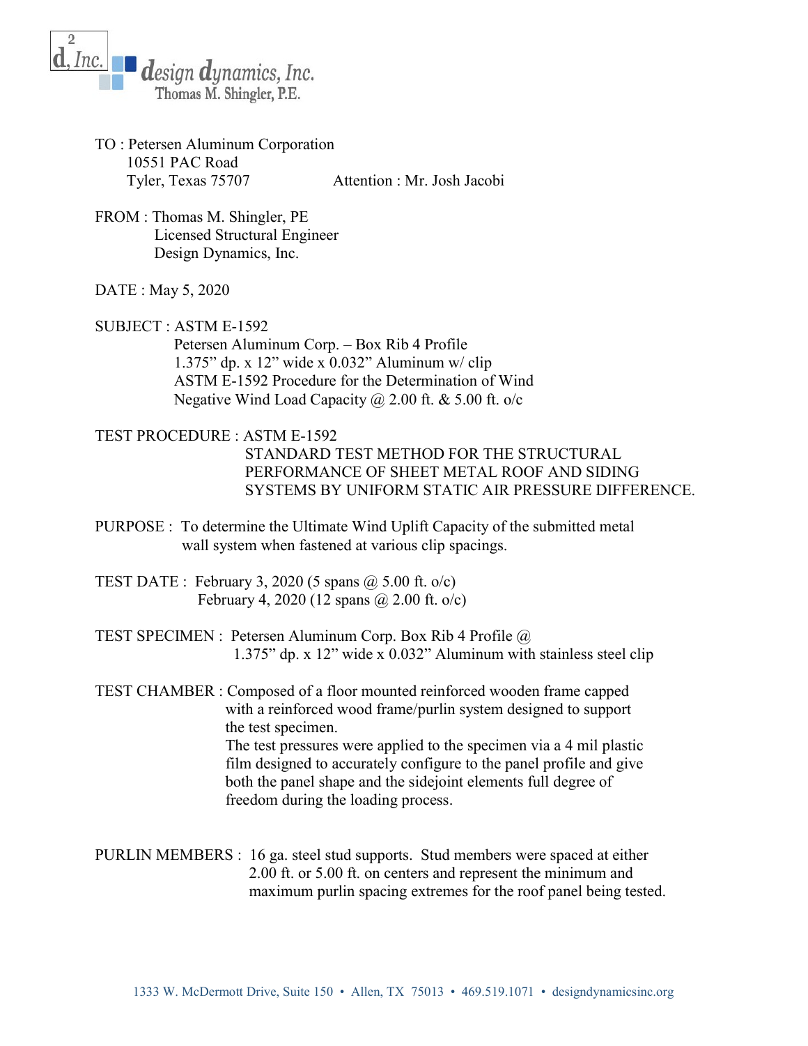**design dynamics, Inc.**
Thomas M. Shingler, P.E.

TO : Petersen Aluminum Corporation
10551 PAC Road
Tyler, Texas 75707 Attention : Mr. Josh Jacobi

FROM : Thomas M. Shingler, PE
Licensed Structural Engineer
Design Dynamics, Inc.

DATE : May 5, 2020

SUBJECT : ASTM E-1592
Petersen Aluminum Corp. – Box Rib 4 Profile
1.375" dp. x 12" wide x 0.032" Aluminum w/ clip
ASTM E-1592 Procedure for the Determination of Wind Negative Wind Load Capacity @ 2.00 ft. & 5.00 ft. o/c

TEST PROCEDURE : ASTM E-1592
STANDARD TEST METHOD FOR THE STRUCTURAL PERFORMANCE OF SHEET METAL ROOF AND SIDING SYSTEMS BY UNIFORM STATIC AIR PRESSURE DIFFERENCE.

PURPOSE : To determine the Ultimate Wind Uplift Capacity of the submitted metal wall system when fastened at various clip spacings.

TEST DATE : February 3, 2020 (5 spans @ 5.00 ft. o/c)
February 4, 2020 (12 spans @ 2.00 ft. o/c)

TEST SPECIMEN : Petersen Aluminum Corp. Box Rib 4 Profile @ 1.375" dp. x 12" wide x 0.032" Aluminum with stainless steel clip

TEST CHAMBER : Composed of a floor mounted reinforced wooden frame capped with a reinforced wood frame/purlin system designed to support the test specimen.
The test pressures were applied to the specimen via a 4 mil plastic film designed to accurately configure to the panel profile and give both the panel shape and the sidejoint elements full degree of freedom during the loading process.

PURLIN MEMBERS : 16 ga. steel stud supports. Stud members were spaced at either 2.00 ft. or 5.00 ft. on centers and represent the minimum and maximum purlin spacing extremes for the roof panel being tested.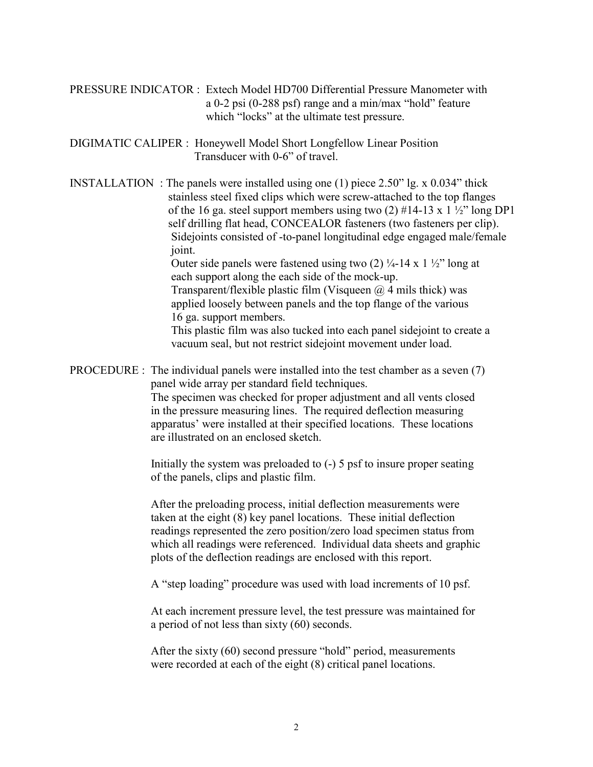PRESSURE INDICATOR : Extech Model HD700 Differential Pressure Manometer with a 0-2 psi (0-288 psf) range and a min/max “hold” feature which “locks” at the ultimate test pressure.

DIGIMATIC CALIPER : Honeywell Model Short Longfellow Linear Position Transducer with 0-6” of travel.

INSTALLATION : The panels were installed using one (1) piece 2.50” lg. x 0.034” thick stainless steel fixed clips which were screw-attached to the top flanges of the 16 ga. steel support members using two (2) #14-13 x 1 ½” long DP1 self drilling flat head, CONCEALOR fasteners (two fasteners per clip). Sidejoints consisted of -to-panel longitudinal edge engaged male/female joint.
Outer side panels were fastened using two (2) ¼-14 x 1 ½” long at each support along the each side of the mock-up.
Transparent/flexible plastic film (Visqueen @ 4 mils thick) was applied loosely between panels and the top flange of the various 16 ga. support members.
This plastic film was also tucked into each panel sidejoint to create a vacuum seal, but not restrict sidejoint movement under load.

PROCEDURE : The individual panels were installed into the test chamber as a seven (7) panel wide array per standard field techniques.
The specimen was checked for proper adjustment and all vents closed in the pressure measuring lines. The required deflection measuring apparatus’ were installed at their specified locations. These locations are illustrated on an enclosed sketch.

Initially the system was preloaded to (-) 5 psf to insure proper seating of the panels, clips and plastic film.

After the preloading process, initial deflection measurements were taken at the eight (8) key panel locations. These initial deflection readings represented the zero position/zero load specimen status from which all readings were referenced. Individual data sheets and graphic plots of the deflection readings are enclosed with this report.

A “step loading” procedure was used with load increments of 10 psf.

At each increment pressure level, the test pressure was maintained for a period of not less than sixty (60) seconds.

After the sixty (60) second pressure “hold” period, measurements were recorded at each of the eight (8) critical panel locations.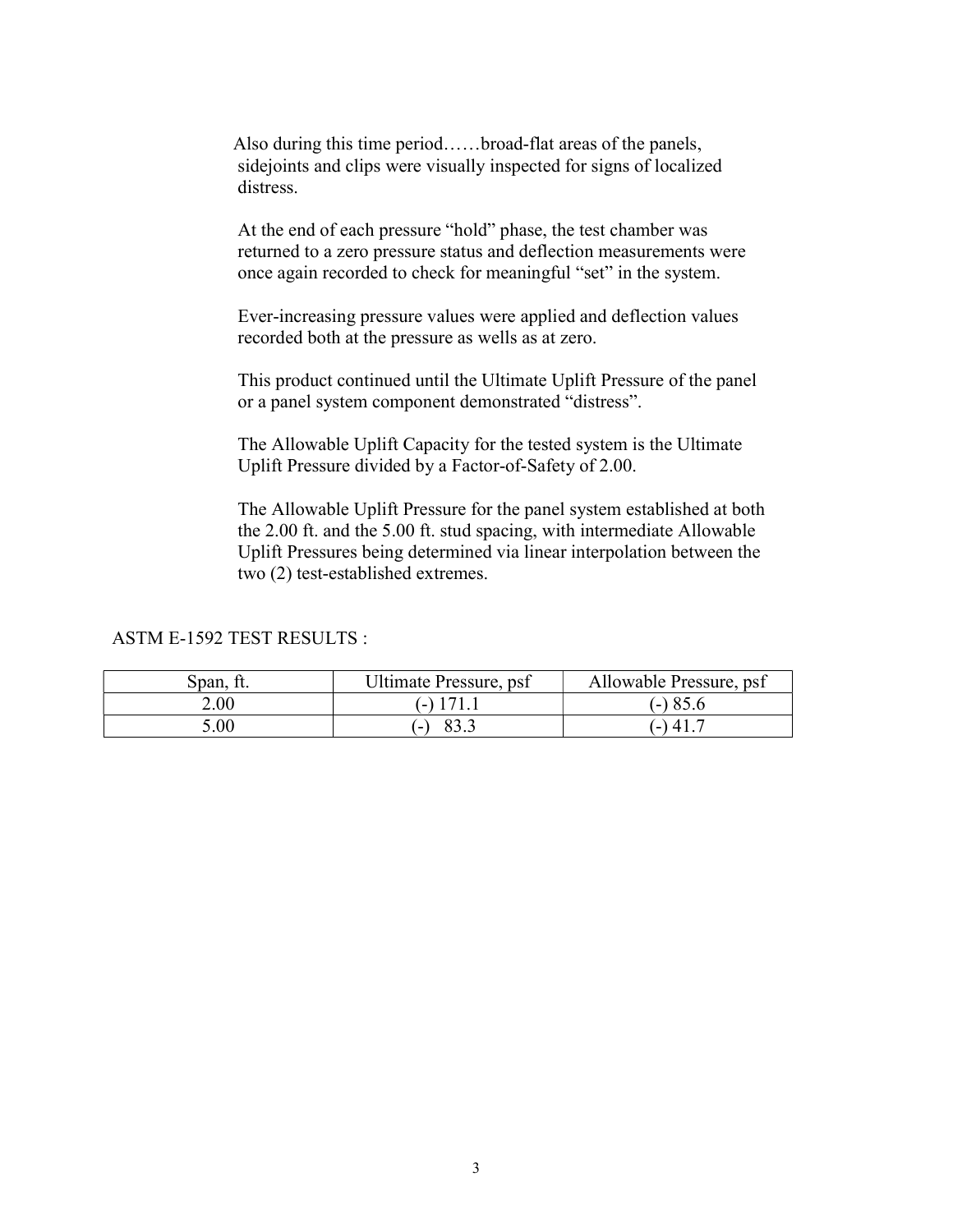Also during this time period……broad-flat areas of the panels, sidejoints and clips were visually inspected for signs of localized distress.

At the end of each pressure "hold" phase, the test chamber was returned to a zero pressure status and deflection measurements were once again recorded to check for meaningful "set" in the system.

Ever-increasing pressure values were applied and deflection values recorded both at the pressure as wells as at zero.

This product continued until the Ultimate Uplift Pressure of the panel or a panel system component demonstrated "distress".

The Allowable Uplift Capacity for the tested system is the Ultimate Uplift Pressure divided by a Factor-of-Safety of 2.00.

The Allowable Uplift Pressure for the panel system established at both the 2.00 ft. and the 5.00 ft. stud spacing, with intermediate Allowable Uplift Pressures being determined via linear interpolation between the two (2) test-established extremes.

ASTM E-1592 TEST RESULTS :

| Span, ft. | Ultimate Pressure, psf | Allowable Pressure, psf |
|---|---|---|
| 2.00 | (-) 171.1 | (-) 85.6 |
| 5.00 | (-) 83.3 | (-) 41.7 |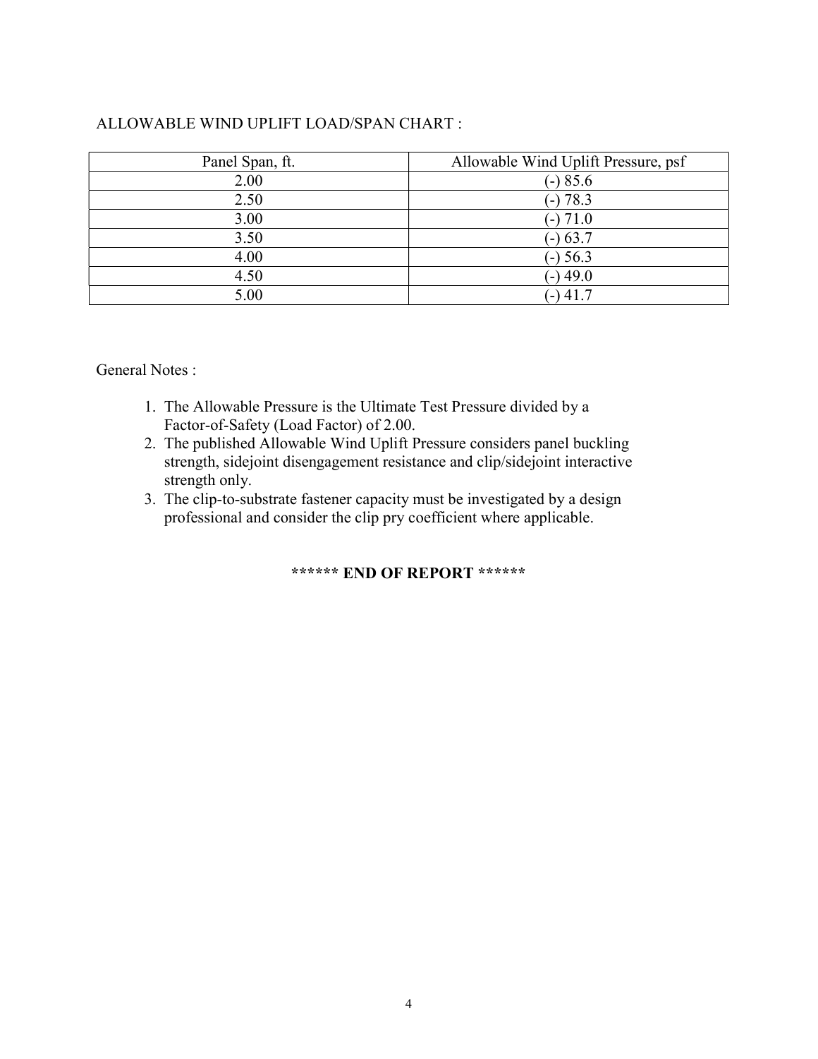ALLOWABLE WIND UPLIFT LOAD/SPAN CHART :

| Panel Span, ft. | Allowable Wind Uplift Pressure, psf |
|---|---|
| 2.00 | (-) 85.6 |
| 2.50 | (-) 78.3 |
| 3.00 | (-) 71.0 |
| 3.50 | (-) 63.7 |
| 4.00 | (-) 56.3 |
| 4.50 | (-) 49.0 |
| 5.00 | (-) 41.7 |

General Notes :

1. The Allowable Pressure is the Ultimate Test Pressure divided by a Factor-of-Safety (Load Factor) of 2.00.
2. The published Allowable Wind Uplift Pressure considers panel buckling strength, sidejoint disengagement resistance and clip/sidejoint interactive strength only.
3. The clip-to-substrate fastener capacity must be investigated by a design professional and consider the clip pry coefficient where applicable.

**\*\*\*\*\*\* END OF REPORT \*\*\*\*\*\***